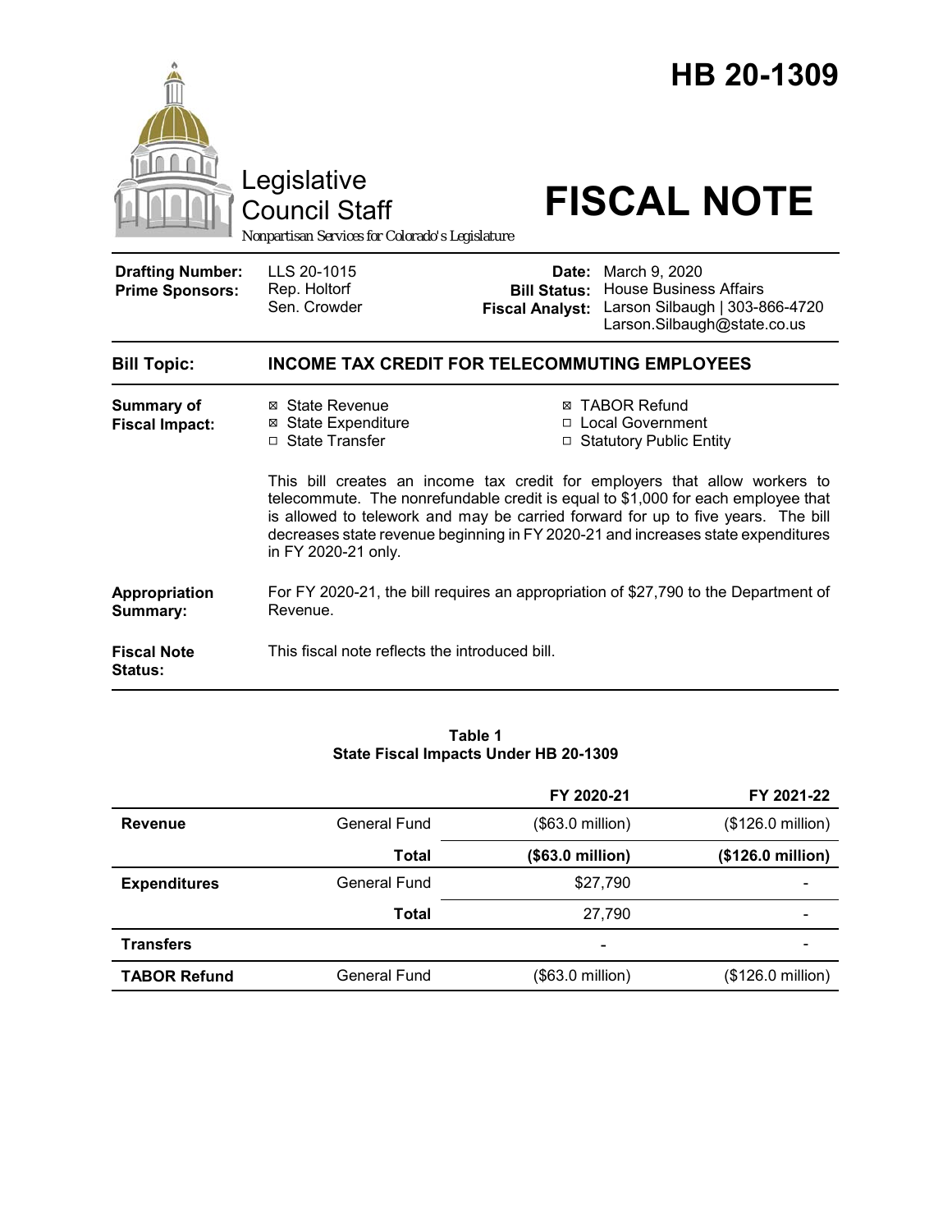# HB 20-1309

Legislative Council Staff

*Nonpartisan Services for Colorado's Legislature*

# FISCAL NOTE

| | | | |
|---|---|---|---|
| **Drafting Number:** | LLS 20-1015 | **Date:** | March 9, 2020 |
| **Prime Sponsors:** | Rep. Holtorf<br>Sen. Crowder | **Bill Status:** | House Business Affairs |
| | | **Fiscal Analyst:** | Larson Silbaugh \| 303-866-4720<br>Larson.Silbaugh@state.co.us |

**Bill Topic:** **INCOME TAX CREDIT FOR TELECOMMUTING EMPLOYEES**

**Summary of Fiscal Impact:**

- ☒ State Revenue
- ☒ State Expenditure
- ☐ State Transfer
- ☒ TABOR Refund
- ☐ Local Government
- ☐ Statutory Public Entity

This bill creates an income tax credit for employers that allow workers to telecommute. The nonrefundable credit is equal to $1,000 for each employee that is allowed to telework and may be carried forward for up to five years. The bill decreases state revenue beginning in FY 2020-21 and increases state expenditures in FY 2020-21 only.

**Appropriation Summary:** For FY 2020-21, the bill requires an appropriation of $27,790 to the Department of Revenue.

**Fiscal Note Status:** This fiscal note reflects the introduced bill.

**Table 1**
**State Fiscal Impacts Under HB 20-1309**

| | | FY 2020-21 | FY 2021-22 |
|---|---|---|---|
| **Revenue** | General Fund | ($63.0 million) | ($126.0 million) |
| | **Total** | **($63.0 million)** | **($126.0 million)** |
| **Expenditures** | General Fund | $27,790 | - |
| | **Total** | 27,790 | - |
| **Transfers** | | - | - |
| **TABOR Refund** | General Fund | ($63.0 million) | ($126.0 million) |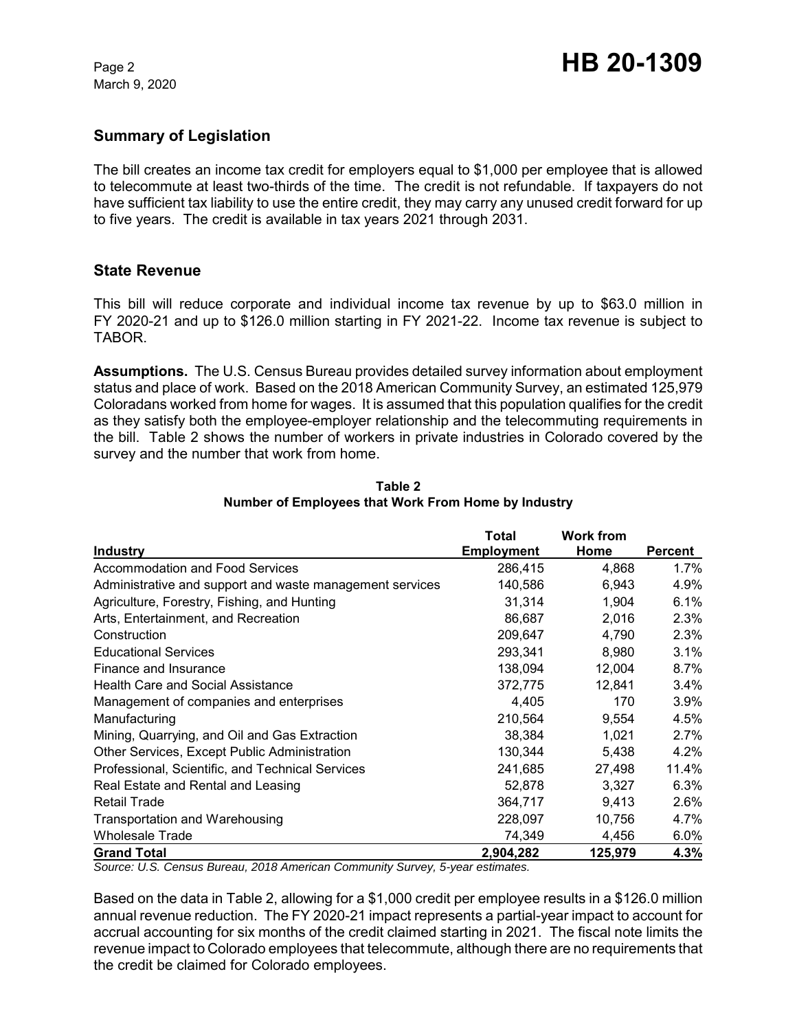## Summary of Legislation

The bill creates an income tax credit for employers equal to $1,000 per employee that is allowed to telecommute at least two-thirds of the time. The credit is not refundable. If taxpayers do not have sufficient tax liability to use the entire credit, they may carry any unused credit forward for up to five years. The credit is available in tax years 2021 through 2031.

## State Revenue

This bill will reduce corporate and individual income tax revenue by up to $63.0 million in FY 2020-21 and up to $126.0 million starting in FY 2021-22. Income tax revenue is subject to TABOR.

**Assumptions.** The U.S. Census Bureau provides detailed survey information about employment status and place of work. Based on the 2018 American Community Survey, an estimated 125,979 Coloradans worked from home for wages. It is assumed that this population qualifies for the credit as they satisfy both the employee-employer relationship and the telecommuting requirements in the bill. Table 2 shows the number of workers in private industries in Colorado covered by the survey and the number that work from home.

**Table 2**
**Number of Employees that Work From Home by Industry**

| Industry | Total Employment | Work from Home | Percent |
|---|---|---|---|
| Accommodation and Food Services | 286,415 | 4,868 | 1.7% |
| Administrative and support and waste management services | 140,586 | 6,943 | 4.9% |
| Agriculture, Forestry, Fishing, and Hunting | 31,314 | 1,904 | 6.1% |
| Arts, Entertainment, and Recreation | 86,687 | 2,016 | 2.3% |
| Construction | 209,647 | 4,790 | 2.3% |
| Educational Services | 293,341 | 8,980 | 3.1% |
| Finance and Insurance | 138,094 | 12,004 | 8.7% |
| Health Care and Social Assistance | 372,775 | 12,841 | 3.4% |
| Management of companies and enterprises | 4,405 | 170 | 3.9% |
| Manufacturing | 210,564 | 9,554 | 4.5% |
| Mining, Quarrying, and Oil and Gas Extraction | 38,384 | 1,021 | 2.7% |
| Other Services, Except Public Administration | 130,344 | 5,438 | 4.2% |
| Professional, Scientific, and Technical Services | 241,685 | 27,498 | 11.4% |
| Real Estate and Rental and Leasing | 52,878 | 3,327 | 6.3% |
| Retail Trade | 364,717 | 9,413 | 2.6% |
| Transportation and Warehousing | 228,097 | 10,756 | 4.7% |
| Wholesale Trade | 74,349 | 4,456 | 6.0% |
| **Grand Total** | **2,904,282** | **125,979** | **4.3%** |

*Source: U.S. Census Bureau, 2018 American Community Survey, 5-year estimates.*

Based on the data in Table 2, allowing for a $1,000 credit per employee results in a $126.0 million annual revenue reduction. The FY 2020-21 impact represents a partial-year impact to account for accrual accounting for six months of the credit claimed starting in 2021. The fiscal note limits the revenue impact to Colorado employees that telecommute, although there are no requirements that the credit be claimed for Colorado employees.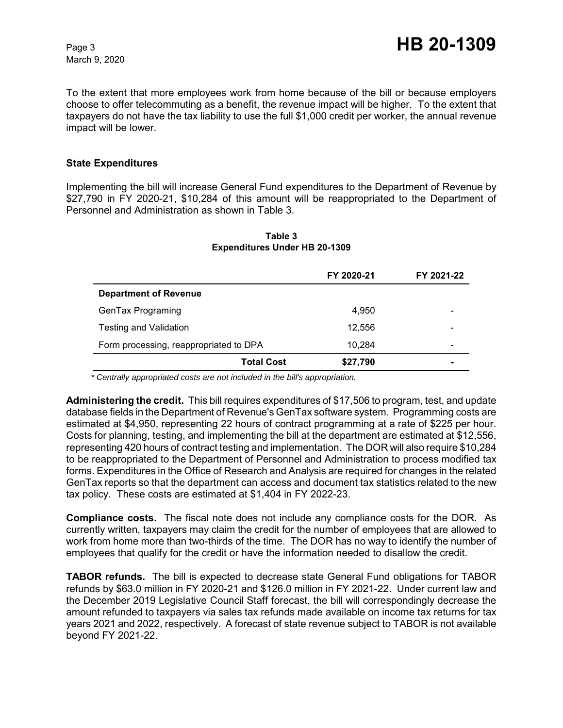To the extent that more employees work from home because of the bill or because employers choose to offer telecommuting as a benefit, the revenue impact will be higher. To the extent that taxpayers do not have the tax liability to use the full $1,000 credit per worker, the annual revenue impact will be lower.

### State Expenditures

Implementing the bill will increase General Fund expenditures to the Department of Revenue by $27,790 in FY 2020-21, $10,284 of this amount will be reappropriated to the Department of Personnel and Administration as shown in Table 3.

**Table 3**
**Expenditures Under HB 20-1309**

| | FY 2020-21 | FY 2021-22 |
|---|---|---|
| **Department of Revenue** | | |
| GenTax Programing | 4,950 | - |
| Testing and Validation | 12,556 | - |
| Form processing, reappropriated to DPA | 10,284 | - |
| **Total Cost** | **$27,790** | **-** |

*\* Centrally appropriated costs are not included in the bill's appropriation.*

**Administering the credit.** This bill requires expenditures of $17,506 to program, test, and update database fields in the Department of Revenue's GenTax software system. Programming costs are estimated at $4,950, representing 22 hours of contract programming at a rate of $225 per hour. Costs for planning, testing, and implementing the bill at the department are estimated at $12,556, representing 420 hours of contract testing and implementation. The DOR will also require $10,284 to be reappropriated to the Department of Personnel and Administration to process modified tax forms. Expenditures in the Office of Research and Analysis are required for changes in the related GenTax reports so that the department can access and document tax statistics related to the new tax policy. These costs are estimated at $1,404 in FY 2022-23.

**Compliance costs.** The fiscal note does not include any compliance costs for the DOR. As currently written, taxpayers may claim the credit for the number of employees that are allowed to work from home more than two-thirds of the time. The DOR has no way to identify the number of employees that qualify for the credit or have the information needed to disallow the credit.

**TABOR refunds.** The bill is expected to decrease state General Fund obligations for TABOR refunds by $63.0 million in FY 2020-21 and $126.0 million in FY 2021-22. Under current law and the December 2019 Legislative Council Staff forecast, the bill will correspondingly decrease the amount refunded to taxpayers via sales tax refunds made available on income tax returns for tax years 2021 and 2022, respectively. A forecast of state revenue subject to TABOR is not available beyond FY 2021-22.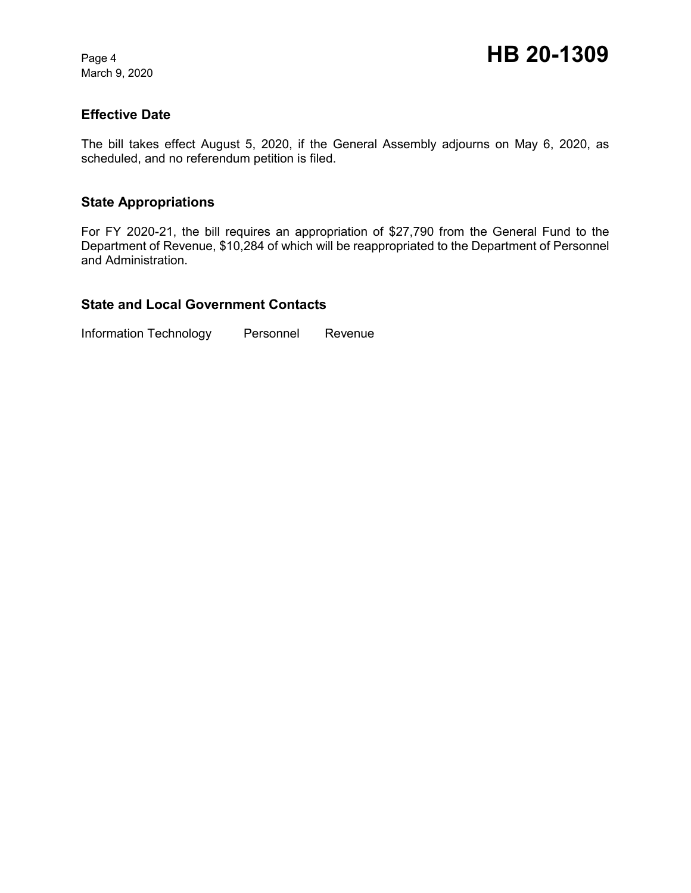## Effective Date

The bill takes effect August 5, 2020, if the General Assembly adjourns on May 6, 2020, as scheduled, and no referendum petition is filed.

## State Appropriations

For FY 2020-21, the bill requires an appropriation of $27,790 from the General Fund to the Department of Revenue, $10,284 of which will be reappropriated to the Department of Personnel and Administration.

## State and Local Government Contacts

Information Technology    Personnel    Revenue